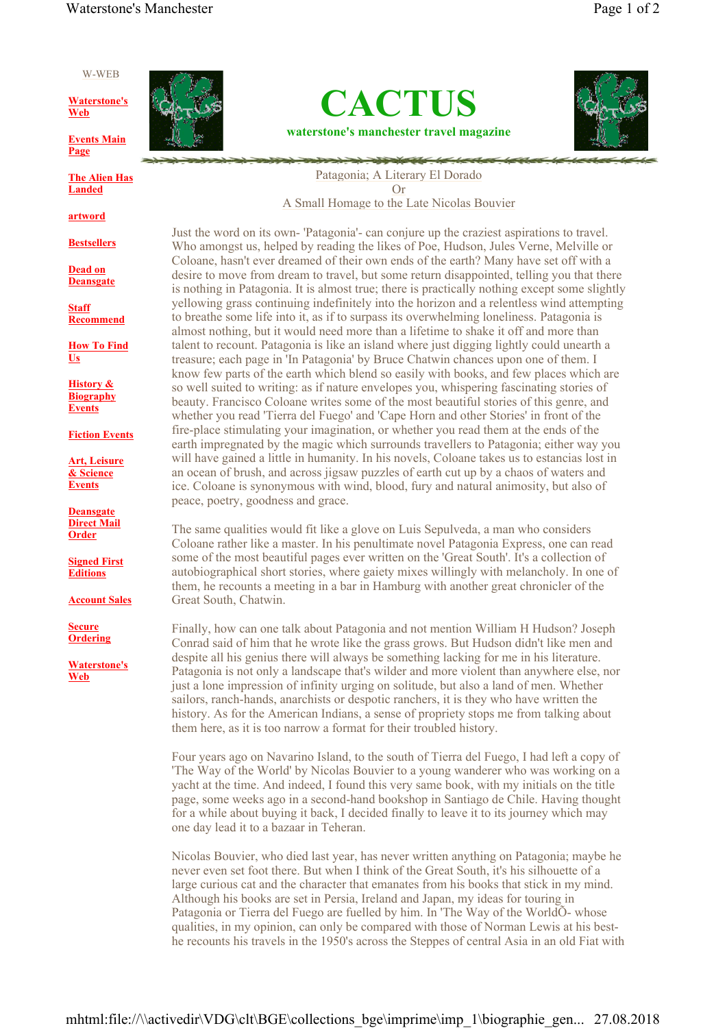W-WEB

[Waterstone's Web]

[Events Main Page]

[The Alien Has Landed]

[artword]

[Bestsellers]

[Dead on Deansgate]

[Staff Recommend]

[How To Find Us]

[History & Biography Events]

[Fiction Events]

[Art, Leisure & Science Events]

[Deansgate Direct Mail Order]

[Signed First Editions]

[Account Sales]

[Secure Ordering]

[Waterstone's Web]

# CACTUS

**waterstone's manchester travel magazine**

Patagonia; A Literary El Dorado
Or
A Small Homage to the Late Nicolas Bouvier

Just the word on its own- 'Patagonia'- can conjure up the craziest aspirations to travel. Who amongst us, helped by reading the likes of Poe, Hudson, Jules Verne, Melville or Coloane, hasn't ever dreamed of their own ends of the earth? Many have set off with a desire to move from dream to travel, but some return disappointed, telling you that there is nothing in Patagonia. It is almost true; there is practically nothing except some slightly yellowing grass continuing indefinitely into the horizon and a relentless wind attempting to breathe some life into it, as if to surpass its overwhelming loneliness. Patagonia is almost nothing, but it would need more than a lifetime to shake it off and more than talent to recount. Patagonia is like an island where just digging lightly could unearth a treasure; each page in 'In Patagonia' by Bruce Chatwin chances upon one of them. I know few parts of the earth which blend so easily with books, and few places which are so well suited to writing: as if nature envelopes you, whispering fascinating stories of beauty. Francisco Coloane writes some of the most beautiful stories of this genre, and whether you read 'Tierra del Fuego' and 'Cape Horn and other Stories' in front of the fire-place stimulating your imagination, or whether you read them at the ends of the earth impregnated by the magic which surrounds travellers to Patagonia; either way you will have gained a little in humanity. In his novels, Coloane takes us to estancias lost in an ocean of brush, and across jigsaw puzzles of earth cut up by a chaos of waters and ice. Coloane is synonymous with wind, blood, fury and natural animosity, but also of peace, poetry, goodness and grace.

The same qualities would fit like a glove on Luis Sepulveda, a man who considers Coloane rather like a master. In his penultimate novel Patagonia Express, one can read some of the most beautiful pages ever written on the 'Great South'. It's a collection of autobiographical short stories, where gaiety mixes willingly with melancholy. In one of them, he recounts a meeting in a bar in Hamburg with another great chronicler of the Great South, Chatwin.

Finally, how can one talk about Patagonia and not mention William H Hudson? Joseph Conrad said of him that he wrote like the grass grows. But Hudson didn't like men and despite all his genius there will always be something lacking for me in his literature. Patagonia is not only a landscape that's wilder and more violent than anywhere else, nor just a lone impression of infinity urging on solitude, but also a land of men. Whether sailors, ranch-hands, anarchists or despotic ranchers, it is they who have written the history. As for the American Indians, a sense of propriety stops me from talking about them here, as it is too narrow a format for their troubled history.

Four years ago on Navarino Island, to the south of Tierra del Fuego, I had left a copy of 'The Way of the World' by Nicolas Bouvier to a young wanderer who was working on a yacht at the time. And indeed, I found this very same book, with my initials on the title page, some weeks ago in a second-hand bookshop in Santiago de Chile. Having thought for a while about buying it back, I decided finally to leave it to its journey which may one day lead it to a bazaar in Teheran.

Nicolas Bouvier, who died last year, has never written anything on Patagonia; maybe he never even set foot there. But when I think of the Great South, it's his silhouette of a large curious cat and the character that emanates from his books that stick in my mind. Although his books are set in Persia, Ireland and Japan, my ideas for touring in Patagonia or Tierra del Fuego are fuelled by him. In 'The Way of the WorldÕ- whose qualities, in my opinion, can only be compared with those of Norman Lewis at his best- he recounts his travels in the 1950's across the Steppes of central Asia in an old Fiat with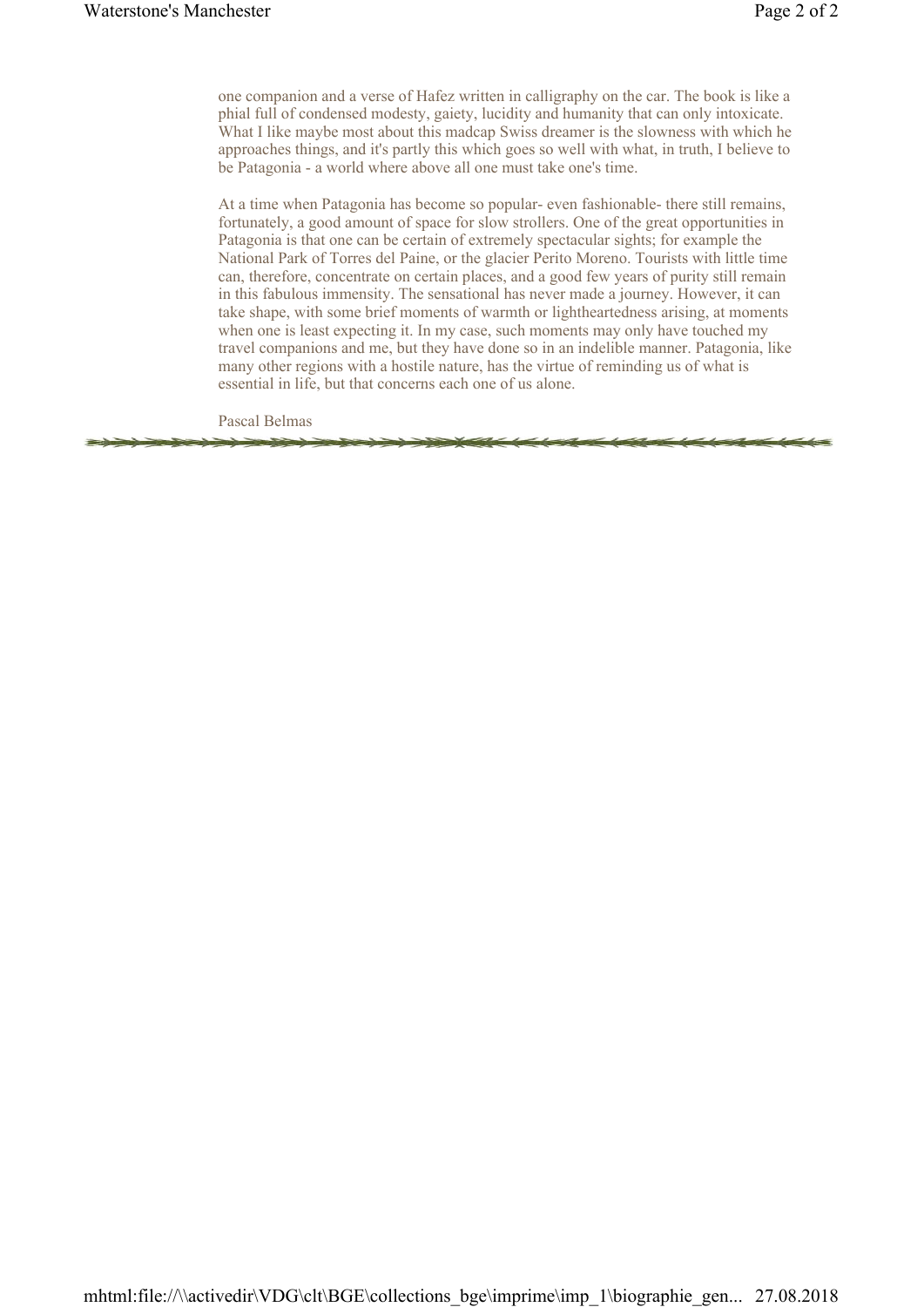one companion and a verse of Hafez written in calligraphy on the car. The book is like a phial full of condensed modesty, gaiety, lucidity and humanity that can only intoxicate. What I like maybe most about this madcap Swiss dreamer is the slowness with which he approaches things, and it's partly this which goes so well with what, in truth, I believe to be Patagonia - a world where above all one must take one's time.

At a time when Patagonia has become so popular- even fashionable- there still remains, fortunately, a good amount of space for slow strollers. One of the great opportunities in Patagonia is that one can be certain of extremely spectacular sights; for example the National Park of Torres del Paine, or the glacier Perito Moreno. Tourists with little time can, therefore, concentrate on certain places, and a good few years of purity still remain in this fabulous immensity. The sensational has never made a journey. However, it can take shape, with some brief moments of warmth or lightheartedness arising, at moments when one is least expecting it. In my case, such moments may only have touched my travel companions and me, but they have done so in an indelible manner. Patagonia, like many other regions with a hostile nature, has the virtue of reminding us of what is essential in life, but that concerns each one of us alone.

Pascal Belmas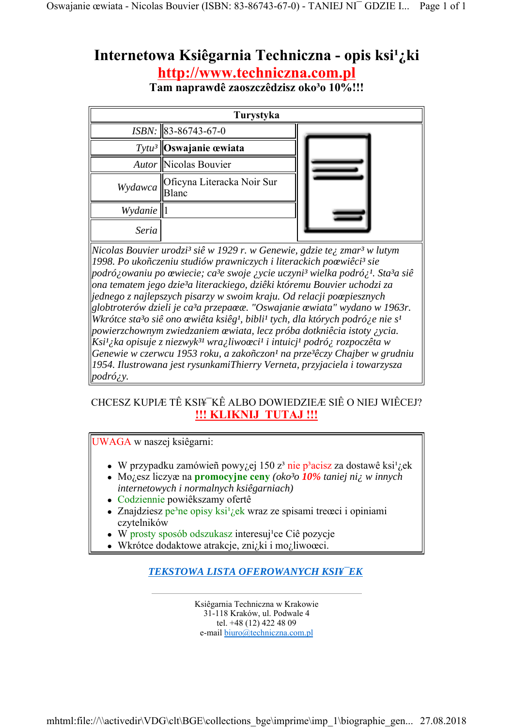# Internetowa Ksiêgarnia Techniczna - opis ksi¹¿ki

**http://www.techniczna.com.pl**

**Tam naprawdê zaoszczêdzisz oko³o 10%!!!**

| Turystyka | |
|---|---|
| *ISBN:* | 83-86743-67-0 |
| *Tytu³* | **Oswajanie œwiata** |
| *Autor* | Nicolas Bouvier |
| *Wydawca* | Oficyna Literacka Noir Sur Blanc |
| *Wydanie* | 1 |
| *Seria* | |

*Nicolas Bouvier urodzi³ siê w 1929 r. w Genewie, gdzie te¿ zmar³ w lutym 1998. Po ukoñczeniu studiów prawniczych i literackich poœwiêci³ sie podró¿owaniu po œwiecie; ca³e swoje ¿ycie uczyni³ wielka podró¿¹. Sta³a siê ona tematem jego dzie³a literackiego, dziêki któremu Bouvier uchodzi za jednego z najlepszych pisarzy w swoim kraju. Od relacji poœpiesznych globtroterów dzieli je ca³a przepaœæ. "Oswajanie œwiata" wydano w 1963r. Wkrótce sta³o siê ono œwiêta ksiêg¹, bibli¹ tych, dla których podró¿e nie s¹ powierzchownym zwiedzaniem œwiata, lecz próba dotkniêcia istoty ¿ycia. Ksi¹¿ka opisuje z niezwyk³¹ wra¿liwoœci¹ i intuicj¹ podró¿ rozpoczêta w Genewie w czerwcu 1953 roku, a zakoñczon¹ na prze³êczy Chajber w grudniu 1954. Ilustrowana jest rysunkamiThierry Verneta, przyjaciela i towarzysza podró¿y.*

CHCESZ KUPIÆ TÊ KSI¥¯KÊ ALBO DOWIEDZIEÆ SIÊ O NIEJ WIÊCEJ?

**!!! KLIKNIJ TUTAJ !!!**

UWAGA w naszej ksiêgarni:

- W przypadku zamówieñ powy¿ej 150 z³ nie p³acisz za dostawê ksi¹¿ek
- Mo¿esz liczyæ na **promocyjne ceny** *(oko³o **10%** taniej ni¿ w innych internetowych i normalnych ksiêgarniach)*
- Codziennie powiêkszamy ofertê
- Znajdziesz pe³ne opisy ksi¹¿ek wraz ze spisami treœci i opiniami czytelników
- W prosty sposób odszukasz interesuj¹ce Ciê pozycje
- Wkrótce dodatkowe atrakcje, zni¿ki i mo¿liwoœci.

***TEKSTOWA LISTA OFEROWANYCH KSI¥¯EK***

---

Ksiêgarnia Techniczna w Krakowie
31-118 Kraków, ul. Podwale 4
tel. +48 (12) 422 48 09
e-mail biuro@techniczna.com.pl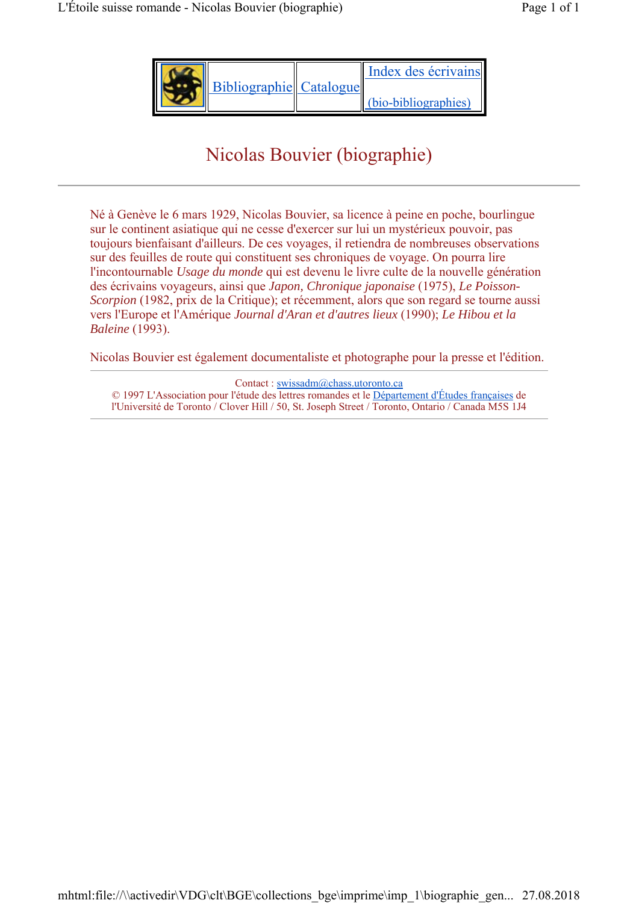| | Bibliographie | Catalogue | Index des écrivains (bio-bibliographies) |
|---|---|---|---|

# Nicolas Bouvier (biographie)

---

Né à Genève le 6 mars 1929, Nicolas Bouvier, sa licence à peine en poche, bourlingue sur le continent asiatique qui ne cesse d'exercer sur lui un mystérieux pouvoir, pas toujours bienfaisant d'ailleurs. De ces voyages, il retiendra de nombreuses observations sur des feuilles de route qui constituent ses chroniques de voyage. On pourra lire l'incontournable *Usage du monde* qui est devenu le livre culte de la nouvelle génération des écrivains voyageurs, ainsi que *Japon, Chronique japonaise* (1975), *Le Poisson-Scorpion* (1982, prix de la Critique); et récemment, alors que son regard se tourne aussi vers l'Europe et l'Amérique *Journal d'Aran et d'autres lieux* (1990); *Le Hibou et la Baleine* (1993).

Nicolas Bouvier est également documentaliste et photographe pour la presse et l'édition.

---

Contact : swissadm@chass.utoronto.ca
© 1997 L'Association pour l'étude des lettres romandes et le Département d'Études françaises de l'Université de Toronto / Clover Hill / 50, St. Joseph Street / Toronto, Ontario / Canada M5S 1J4

---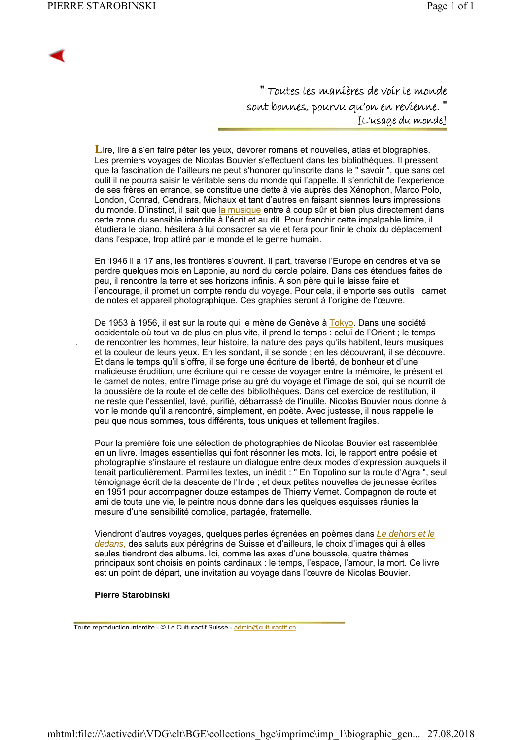" Toutes les manières de voir le monde sont bonnes, pourvu qu'on en revienne. "
[L'usage du monde]

Lire, lire à s'en faire péter les yeux, dévorer romans et nouvelles, atlas et biographies. Les premiers voyages de Nicolas Bouvier s'effectuent dans les bibliothèques. Il pressent que la fascination de l'ailleurs ne peut s'honorer qu'inscrite dans le " savoir ", que sans cet outil il ne pourra saisir le véritable sens du monde qui l'appelle. Il s'enrichit de l'expérience de ses frères en errance, se constitue une dette à vie auprès des Xénophon, Marco Polo, London, Conrad, Cendrars, Michaux et tant d'autres en faisant siennes leurs impressions du monde. D'instinct, il sait que la musique entre à coup sûr et bien plus directement dans cette zone du sensible interdite à l'écrit et au dit. Pour franchir cette impalpable limite, il étudiera le piano, hésitera à lui consacrer sa vie et fera pour finir le choix du déplacement dans l'espace, trop attiré par le monde et le genre humain.

En 1946 il a 17 ans, les frontières s'ouvrent. Il part, traverse l'Europe en cendres et va se perdre quelques mois en Laponie, au nord du cercle polaire. Dans ces étendues faites de peu, il rencontre la terre et ses horizons infinis. A son père qui le laisse faire et l'encourage, il promet un compte rendu du voyage. Pour cela, il emporte ses outils : carnet de notes et appareil photographique. Ces graphies seront à l'origine de l'œuvre.

De 1953 à 1956, il est sur la route qui le mène de Genève à Tokyo. Dans une société occidentale où tout va de plus en plus vite, il prend le temps : celui de l'Orient ; le temps de rencontrer les hommes, leur histoire, la nature des pays qu'ils habitent, leurs musiques et la couleur de leurs yeux. En les sondant, il se sonde ; en les découvrant, il se découvre. Et dans le temps qu'il s'offre, il se forge une écriture de liberté, de bonheur et d'une malicieuse érudition, une écriture qui ne cesse de voyager entre la mémoire, le présent et le carnet de notes, entre l'image prise au gré du voyage et l'image de soi, qui se nourrit de la poussière de la route et de celle des bibliothèques. Dans cet exercice de restitution, il ne reste que l'essentiel, lavé, purifié, débarrassé de l'inutile. Nicolas Bouvier nous donne à voir le monde qu'il a rencontré, simplement, en poète. Avec justesse, il nous rappelle le peu que nous sommes, tous différents, tous uniques et tellement fragiles.

Pour la première fois une sélection de photographies de Nicolas Bouvier est rassemblée en un livre. Images essentielles qui font résonner les mots. Ici, le rapport entre poésie et photographie s'instaure et restaure un dialogue entre deux modes d'expression auxquels il tenait particulièrement. Parmi les textes, un inédit : " En Topolino sur la route d'Agra ", seul témoignage écrit de la descente de l'Inde ; et deux petites nouvelles de jeunesse écrites en 1951 pour accompagner douze estampes de Thierry Vernet. Compagnon de route et ami de toute une vie, le peintre nous donne dans les quelques esquisses réunies la mesure d'une sensibilité complice, partagée, fraternelle.

Viendront d'autres voyages, quelques perles égrenées en poèmes dans *Le dehors et le dedans*, des saluts aux pérégrins de Suisse et d'ailleurs, le choix d'images qui à elles seules tiendront des albums. Ici, comme les axes d'une boussole, quatre thèmes principaux sont choisis en points cardinaux : le temps, l'espace, l'amour, la mort. Ce livre est un point de départ, une invitation au voyage dans l'œuvre de Nicolas Bouvier.

**Pierre Starobinski**

Toute reproduction interdite - © Le Culturactif Suisse - admin@culturactif.ch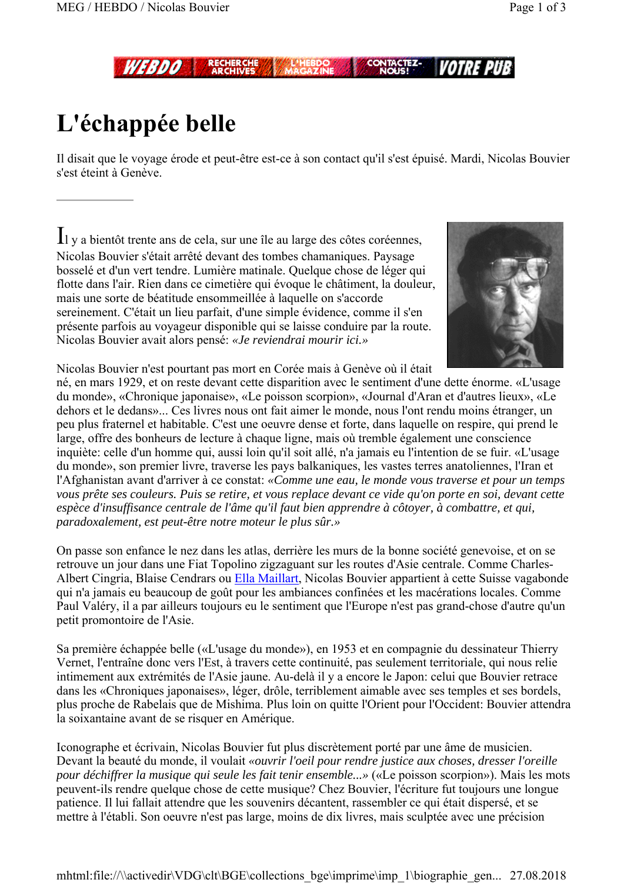# L'échappée belle

Il disait que le voyage érode et peut-être est-ce à son contact qu'il s'est épuisé. Mardi, Nicolas Bouvier s'est éteint à Genève.

---

Il y a bientôt trente ans de cela, sur une île au large des côtes coréennes, Nicolas Bouvier s'était arrêté devant des tombes chamaniques. Paysage bosselé et d'un vert tendre. Lumière matinale. Quelque chose de léger qui flotte dans l'air. Rien dans ce cimetière qui évoque le châtiment, la douleur, mais une sorte de béatitude ensommeillée à laquelle on s'accorde sereinement. C'était un lieu parfait, d'une simple évidence, comme il s'en présente parfois au voyageur disponible qui se laisse conduire par la route. Nicolas Bouvier avait alors pensé: «*Je reviendrai mourir ici.*»

Nicolas Bouvier n'est pourtant pas mort en Corée mais à Genève où il était né, en mars 1929, et on reste devant cette disparition avec le sentiment d'une dette énorme. «L'usage du monde», «Chronique japonaise», «Le poisson scorpion», «Journal d'Aran et d'autres lieux», «Le dehors et le dedans»... Ces livres nous ont fait aimer le monde, nous l'ont rendu moins étranger, un peu plus fraternel et habitable. C'est une oeuvre dense et forte, dans laquelle on respire, qui prend le large, offre des bonheurs de lecture à chaque ligne, mais où tremble également une conscience inquiète: celle d'un homme qui, aussi loin qu'il soit allé, n'a jamais eu l'intention de se fuir. «L'usage du monde», son premier livre, traverse les pays balkaniques, les vastes terres anatoliennes, l'Iran et l'Afghanistan avant d'arriver à ce constat: *«Comme une eau, le monde vous traverse et pour un temps vous prête ses couleurs. Puis se retire, et vous replace devant ce vide qu'on porte en soi, devant cette espèce d'insuffisance centrale de l'âme qu'il faut bien apprendre à côtoyer, à combattre, et qui, paradoxalement, est peut-être notre moteur le plus sûr.»*

On passe son enfance le nez dans les atlas, derrière les murs de la bonne société genevoise, et on se retrouve un jour dans une Fiat Topolino zigzaguant sur les routes d'Asie centrale. Comme Charles-Albert Cingria, Blaise Cendrars ou Ella Maillart, Nicolas Bouvier appartient à cette Suisse vagabonde qui n'a jamais eu beaucoup de goût pour les ambiances confinées et les macérations locales. Comme Paul Valéry, il a par ailleurs toujours eu le sentiment que l'Europe n'est pas grand-chose d'autre qu'un petit promontoire de l'Asie.

Sa première échappée belle («L'usage du monde»), en 1953 et en compagnie du dessinateur Thierry Vernet, l'entraîne donc vers l'Est, à travers cette continuité, pas seulement territoriale, qui nous relie intimement aux extrémités de l'Asie jaune. Au-delà il y a encore le Japon: celui que Bouvier retrace dans les «Chroniques japonaises», léger, drôle, terriblement aimable avec ses temples et ses bordels, plus proche de Rabelais que de Mishima. Plus loin on quitte l'Orient pour l'Occident: Bouvier attendra la soixantaine avant de se risquer en Amérique.

Iconographe et écrivain, Nicolas Bouvier fut plus discrètement porté par une âme de musicien. Devant la beauté du monde, il voulait *«ouvrir l'oeil pour rendre justice aux choses, dresser l'oreille pour déchiffrer la musique qui seule les fait tenir ensemble...»* («Le poisson scorpion»). Mais les mots peuvent-ils rendre quelque chose de cette musique? Chez Bouvier, l'écriture fut toujours une longue patience. Il lui fallait attendre que les souvenirs décantent, rassembler ce qui était dispersé, et se mettre à l'établi. Son oeuvre n'est pas large, moins de dix livres, mais sculptée avec une précision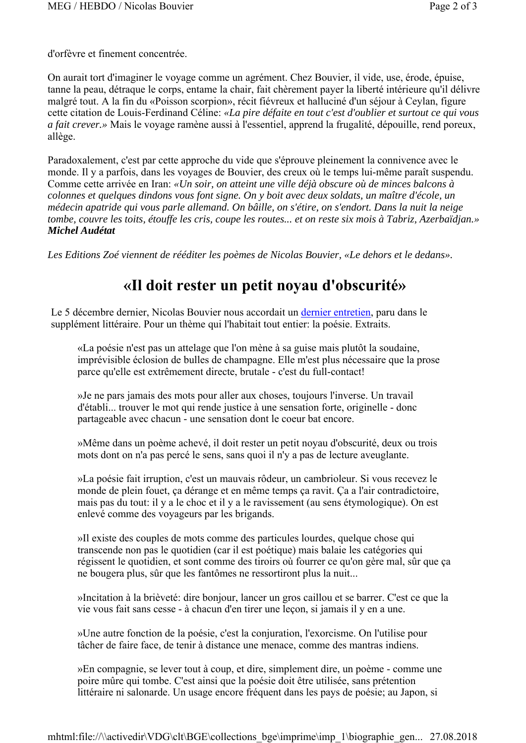d'orfèvre et finement concentrée.

On aurait tort d'imaginer le voyage comme un agrément. Chez Bouvier, il vide, use, érode, épuise, tanne la peau, détraque le corps, entame la chair, fait chèrement payer la liberté intérieure qu'il délivre malgré tout. A la fin du «Poisson scorpion», récit fiévreux et halluciné d'un séjour à Ceylan, figure cette citation de Louis-Ferdinand Céline: *«La pire défaite en tout c'est d'oublier et surtout ce qui vous a fait crever.»* Mais le voyage ramène aussi à l'essentiel, apprend la frugalité, dépouille, rend poreux, allège.

Paradoxalement, c'est par cette approche du vide que s'éprouve pleinement la connivence avec le monde. Il y a parfois, dans les voyages de Bouvier, des creux où le temps lui-même paraît suspendu. Comme cette arrivée en Iran: *«Un soir, on atteint une ville déjà obscure où de minces balcons à colonnes et quelques dindons vous font signe. On y boit avec deux soldats, un maître d'école, un médecin apatride qui vous parle allemand. On bâille, on s'étire, on s'endort. Dans la nuit la neige tombe, couvre les toits, étouffe les cris, coupe les routes... et on reste six mois à Tabriz, Azerbaïdjan.»*
***Michel Audétat***

*Les Editions Zoé viennent de rééditer les poèmes de Nicolas Bouvier, «Le dehors et le dedans».*

# «Il doit rester un petit noyau d'obscurité»

Le 5 décembre dernier, Nicolas Bouvier nous accordait un [dernier entretien], paru dans le supplément littéraire. Pour un thème qui l'habitait tout entier: la poésie. Extraits.

> «La poésie n'est pas un attelage que l'on mène à sa guise mais plutôt la soudaine, imprévisible éclosion de bulles de champagne. Elle m'est plus nécessaire que la prose parce qu'elle est extrêmement directe, brutale - c'est du full-contact!
>
> »Je ne pars jamais des mots pour aller aux choses, toujours l'inverse. Un travail d'établi... trouver le mot qui rende justice à une sensation forte, originelle - donc partageable avec chacun - une sensation dont le coeur bat encore.
>
> »Même dans un poème achevé, il doit rester un petit noyau d'obscurité, deux ou trois mots dont on n'a pas percé le sens, sans quoi il n'y a pas de lecture aveuglante.
>
> »La poésie fait irruption, c'est un mauvais rôdeur, un cambrioleur. Si vous recevez le monde de plein fouet, ça dérange et en même temps ça ravit. Ça a l'air contradictoire, mais pas du tout: il y a le choc et il y a le ravissement (au sens étymologique). On est enlevé comme des voyageurs par les brigands.
>
> »Il existe des couples de mots comme des particules lourdes, quelque chose qui transcende non pas le quotidien (car il est poétique) mais balaie les catégories qui régissent le quotidien, et sont comme des tiroirs où fourrer ce qu'on gère mal, sûr que ça ne bougera plus, sûr que les fantômes ne ressortiront plus la nuit...
>
> »Incitation à la brièveté: dire bonjour, lancer un gros caillou et se barrer. C'est ce que la vie vous fait sans cesse - à chacun d'en tirer une leçon, si jamais il y en a une.
>
> »Une autre fonction de la poésie, c'est la conjuration, l'exorcisme. On l'utilise pour tâcher de faire face, de tenir à distance une menace, comme des mantras indiens.
>
> »En compagnie, se lever tout à coup, et dire, simplement dire, un poème - comme une poire mûre qui tombe. C'est ainsi que la poésie doit être utilisée, sans prétention littéraire ni salonarde. Un usage encore fréquent dans les pays de poésie; au Japon, si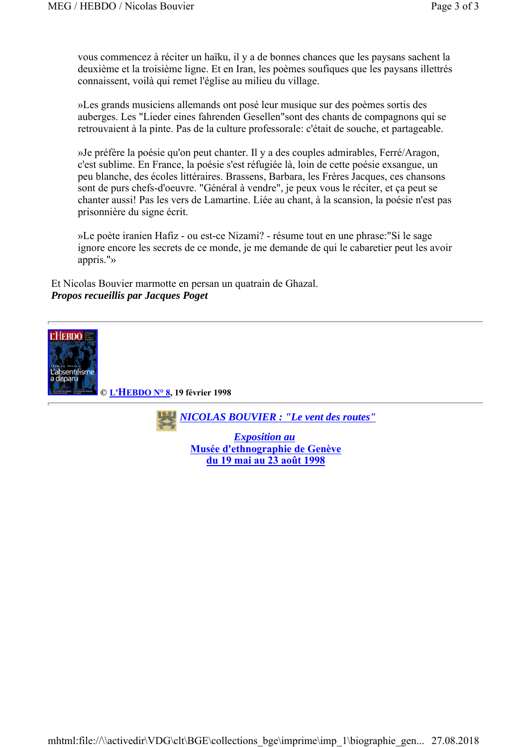vous commencez à réciter un haïku, il y a de bonnes chances que les paysans sachent la deuxième et la troisième ligne. Et en Iran, les poèmes soufiques que les paysans illettrés connaissent, voilà qui remet l'église au milieu du village.

»Les grands musiciens allemands ont posé leur musique sur des poèmes sortis des auberges. Les "Lieder eines fahrenden Gesellen"sont des chants de compagnons qui se retrouvaient à la pinte. Pas de la culture professorale: c'était de souche, et partageable.

»Je préfère la poésie qu'on peut chanter. Il y a des couples admirables, Ferré/Aragon, c'est sublime. En France, la poésie s'est réfugiée là, loin de cette poésie exsangue, un peu blanche, des écoles littéraires. Brassens, Barbara, les Frères Jacques, ces chansons sont de purs chefs-d'oeuvre. "Général à vendre", je peux vous le réciter, et ça peut se chanter aussi! Pas les vers de Lamartine. Liée au chant, à la scansion, la poésie n'est pas prisonnière du signe écrit.

»Le poète iranien Hafiz - ou est-ce Nizami? - résume tout en une phrase:"Si le sage ignore encore les secrets de ce monde, je me demande de qui le cabaretier peut les avoir appris."»

Et Nicolas Bouvier marmotte en persan un quatrain de Ghazal.
***Propos recueillis par Jacques Poget***

---

**© L'HEBDO N° 8, 19 février 1998**

---

***NICOLAS BOUVIER : "Le vent des routes"***

***Exposition au***
**Musée d'ethnographie de Genève**
**du 19 mai au 23 août 1998**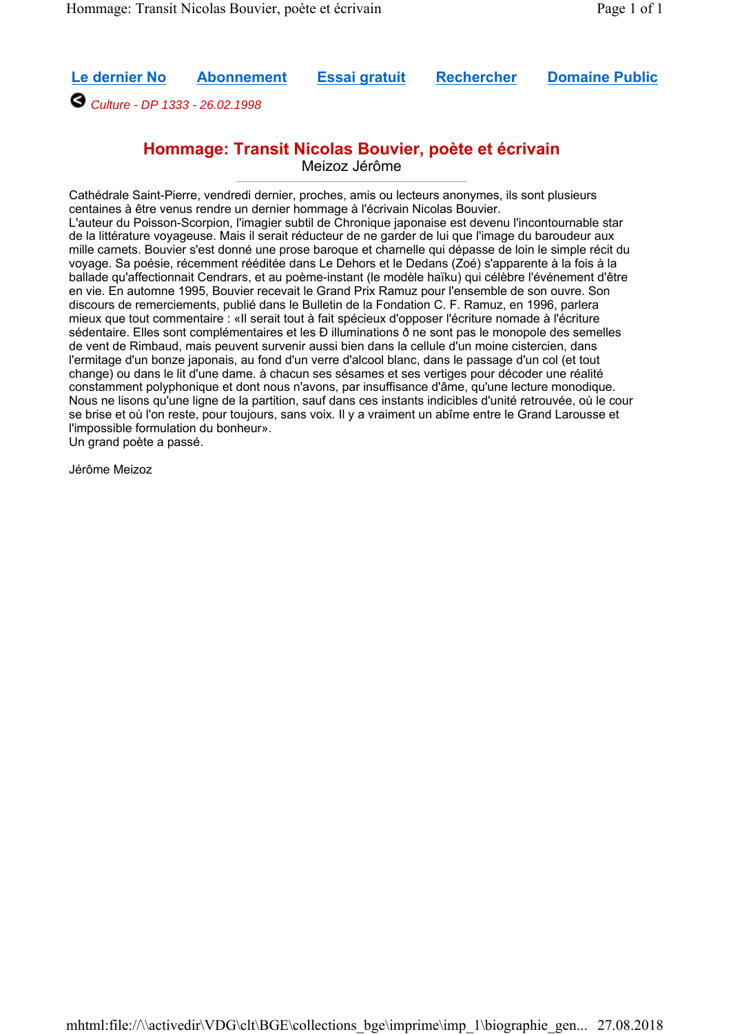Le dernier No    Abonnement    Essai gratuit    Rechercher    Domaine Public

*Culture - DP 1333 - 26.02.1998*

# Hommage: Transit Nicolas Bouvier, poète et écrivain

Meizoz Jérôme

---

Cathédrale Saint-Pierre, vendredi dernier, proches, amis ou lecteurs anonymes, ils sont plusieurs centaines à être venus rendre un dernier hommage à l'écrivain Nicolas Bouvier.
L'auteur du Poisson-Scorpion, l'imagier subtil de Chronique japonaise est devenu l'incontournable star de la littérature voyageuse. Mais il serait réducteur de ne garder de lui que l'image du baroudeur aux mille carnets. Bouvier s'est donné une prose baroque et charnelle qui dépasse de loin le simple récit du voyage. Sa poésie, récemment rééditée dans Le Dehors et le Dedans (Zoé) s'apparente à la fois à la ballade qu'affectionnait Cendrars, et au poème-instant (le modèle haïku) qui célèbre l'événement d'être en vie. En automne 1995, Bouvier recevait le Grand Prix Ramuz pour l'ensemble de son ouvre. Son discours de remerciements, publié dans le Bulletin de la Fondation C. F. Ramuz, en 1996, parlera mieux que tout commentaire : «Il serait tout à fait spécieux d'opposer l'écriture nomade à l'écriture sédentaire. Elles sont complémentaires et les Ð illuminations ð ne sont pas le monopole des semelles de vent de Rimbaud, mais peuvent survenir aussi bien dans la cellule d'un moine cistercien, dans l'ermitage d'un bonze japonais, au fond d'un verre d'alcool blanc, dans le passage d'un col (et tout change) ou dans le lit d'une dame. à chacun ses sésames et ses vertiges pour décoder une réalité constamment polyphonique et dont nous n'avons, par insuffisance d'âme, qu'une lecture monodique. Nous ne lisons qu'une ligne de la partition, sauf dans ces instants indicibles d'unité retrouvée, où le cour se brise et où l'on reste, pour toujours, sans voix. Il y a vraiment un abîme entre le Grand Larousse et l'impossible formulation du bonheur».
Un grand poète a passé.

Jérôme Meizoz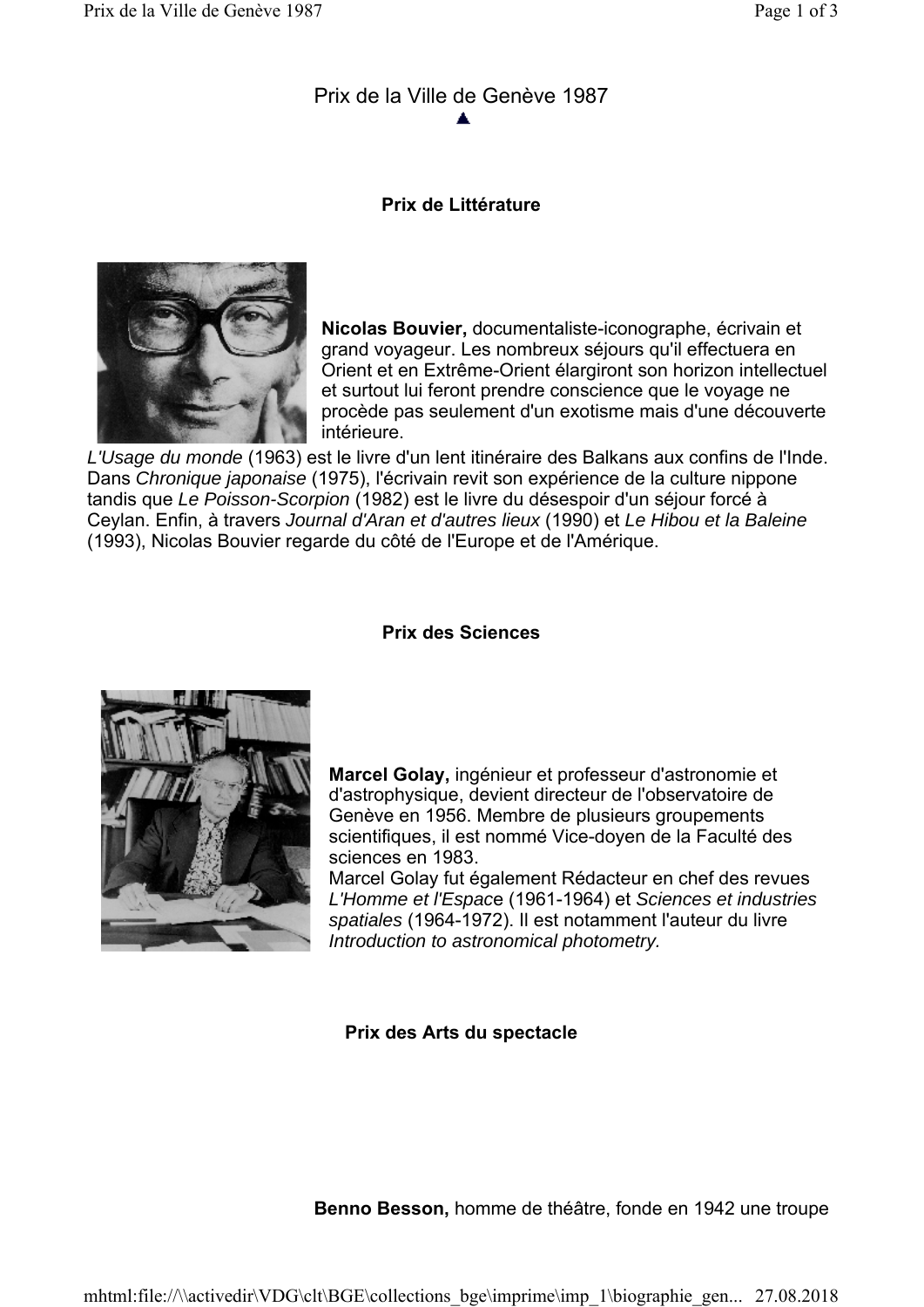# Prix de la Ville de Genève 1987

## Prix de Littérature

**Nicolas Bouvier,** documentaliste-iconographe, écrivain et grand voyageur. Les nombreux séjours qu'il effectuera en Orient et en Extrême-Orient élargiront son horizon intellectuel et surtout lui feront prendre conscience que le voyage ne procède pas seulement d'un exotisme mais d'une découverte intérieure.

*L'Usage du monde* (1963) est le livre d'un lent itinéraire des Balkans aux confins de l'Inde. Dans *Chronique japonaise* (1975), l'écrivain revit son expérience de la culture nippone tandis que *Le Poisson-Scorpion* (1982) est le livre du désespoir d'un séjour forcé à Ceylan. Enfin, à travers *Journal d'Aran et d'autres lieux* (1990) et *Le Hibou et la Baleine* (1993), Nicolas Bouvier regarde du côté de l'Europe et de l'Amérique.

## Prix des Sciences

**Marcel Golay,** ingénieur et professeur d'astronomie et d'astrophysique, devient directeur de l'observatoire de Genève en 1956. Membre de plusieurs groupements scientifiques, il est nommé Vice-doyen de la Faculté des sciences en 1983.

Marcel Golay fut également Rédacteur en chef des revues *L'Homme et l'Espace* (1961-1964) et *Sciences et industries spatiales* (1964-1972). Il est notamment l'auteur du livre *Introduction to astronomical photometry.*

## Prix des Arts du spectacle

**Benno Besson,** homme de théâtre, fonde en 1942 une troupe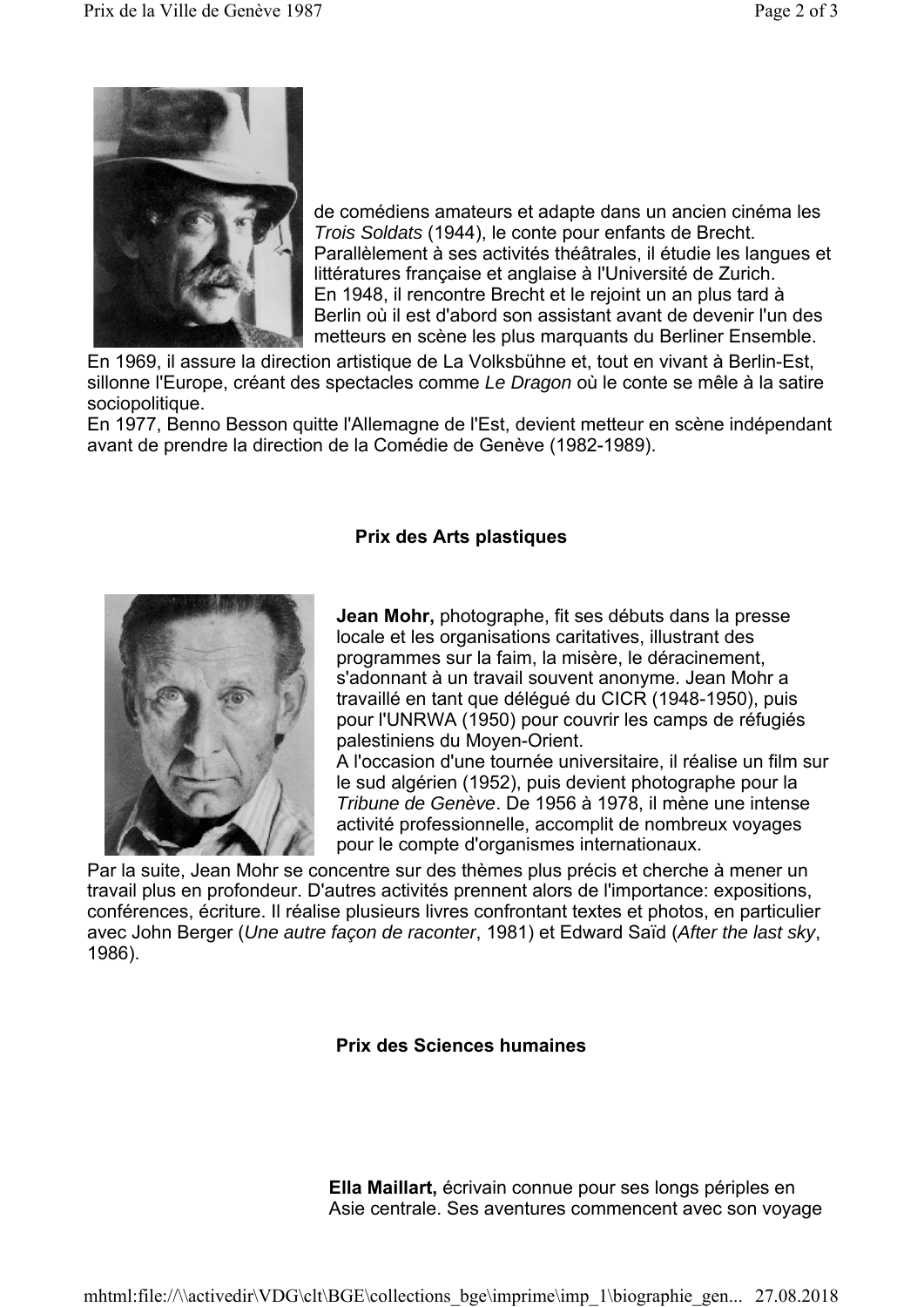de comédiens amateurs et adapte dans un ancien cinéma les *Trois Soldats* (1944), le conte pour enfants de Brecht. Parallèlement à ses activités théâtrales, il étudie les langues et littératures française et anglaise à l'Université de Zurich.
En 1948, il rencontre Brecht et le rejoint un an plus tard à Berlin où il est d'abord son assistant avant de devenir l'un des metteurs en scène les plus marquants du Berliner Ensemble.
En 1969, il assure la direction artistique de La Volksbühne et, tout en vivant à Berlin-Est, sillonne l'Europe, créant des spectacles comme *Le Dragon* où le conte se mêle à la satire sociopolitique.
En 1977, Benno Besson quitte l'Allemagne de l'Est, devient metteur en scène indépendant avant de prendre la direction de la Comédie de Genève (1982-1989).

## Prix des Arts plastiques

**Jean Mohr,** photographe, fit ses débuts dans la presse locale et les organisations caritatives, illustrant des programmes sur la faim, la misère, le déracinement, s'adonnant à un travail souvent anonyme. Jean Mohr a travaillé en tant que délégué du CICR (1948-1950), puis pour l'UNRWA (1950) pour couvrir les camps de réfugiés palestiniens du Moyen-Orient.
A l'occasion d'une tournée universitaire, il réalise un film sur le sud algérien (1952), puis devient photographe pour la *Tribune de Genève*. De 1956 à 1978, il mène une intense activité professionnelle, accomplit de nombreux voyages pour le compte d'organismes internationaux.
Par la suite, Jean Mohr se concentre sur des thèmes plus précis et cherche à mener un travail plus en profondeur. D'autres activités prennent alors de l'importance: expositions, conférences, écriture. Il réalise plusieurs livres confrontant textes et photos, en particulier avec John Berger (*Une autre façon de raconter*, 1981) et Edward Saïd (*After the last sky*, 1986).

## Prix des Sciences humaines

**Ella Maillart,** écrivain connue pour ses longs périples en Asie centrale. Ses aventures commencent avec son voyage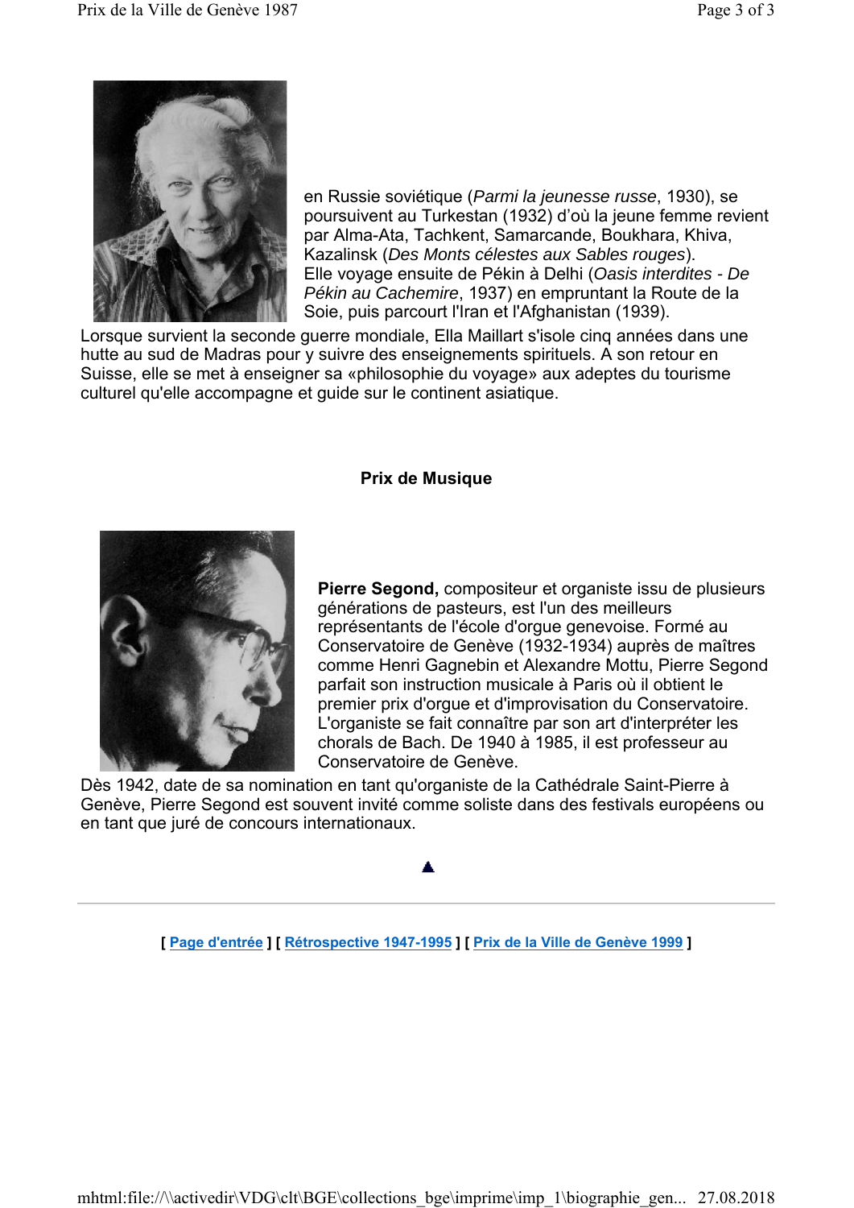en Russie soviétique (*Parmi la jeunesse russe*, 1930), se poursuivent au Turkestan (1932) d'où la jeune femme revient par Alma-Ata, Tachkent, Samarcande, Boukhara, Khiva, Kazalinsk (*Des Monts célestes aux Sables rouges*). Elle voyage ensuite de Pékin à Delhi (*Oasis interdites - De Pékin au Cachemire*, 1937) en empruntant la Route de la Soie, puis parcourt l'Iran et l'Afghanistan (1939).

Lorsque survient la seconde guerre mondiale, Ella Maillart s'isole cinq années dans une hutte au sud de Madras pour y suivre des enseignements spirituels. A son retour en Suisse, elle se met à enseigner sa «philosophie du voyage» aux adeptes du tourisme culturel qu'elle accompagne et guide sur le continent asiatique.

## Prix de Musique

**Pierre Segond,** compositeur et organiste issu de plusieurs générations de pasteurs, est l'un des meilleurs représentants de l'école d'orgue genevoise. Formé au Conservatoire de Genève (1932-1934) auprès de maîtres comme Henri Gagnebin et Alexandre Mottu, Pierre Segond parfait son instruction musicale à Paris où il obtient le premier prix d'orgue et d'improvisation du Conservatoire. L'organiste se fait connaître par son art d'interpréter les chorals de Bach. De 1940 à 1985, il est professeur au Conservatoire de Genève.

Dès 1942, date de sa nomination en tant qu'organiste de la Cathédrale Saint-Pierre à Genève, Pierre Segond est souvent invité comme soliste dans des festivals européens ou en tant que juré de concours internationaux.

[ Page d'entrée ] [ Rétrospective 1947-1995 ] [ Prix de la Ville de Genève 1999 ]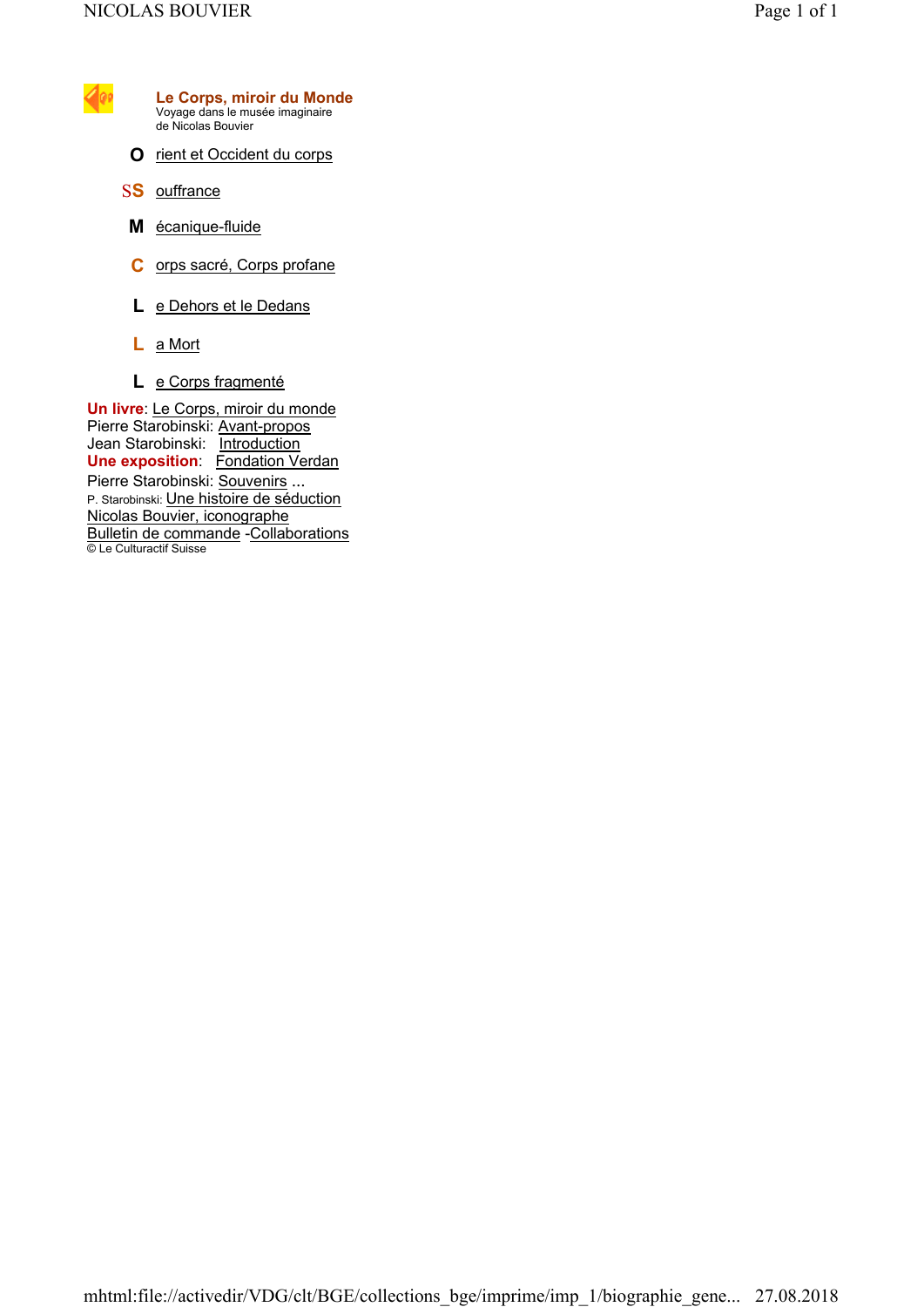## Le Corps, miroir du Monde

Voyage dans le musée imaginaire
de Nicolas Bouvier

**O** rient et Occident du corps

**SS** ouffrance

**M** écanique-fluide

**C** orps sacré, Corps profane

**L** e Dehors et le Dedans

**L** a Mort

**L** e Corps fragmenté

**Un livre**: Le Corps, miroir du monde
Pierre Starobinski: Avant-propos
Jean Starobinski: Introduction
**Une exposition**: Fondation Verdan
Pierre Starobinski: Souvenirs ...
P. Starobinski: Une histoire de séduction
Nicolas Bouvier, iconographe
Bulletin de commande -Collaborations
© Le Culturactif Suisse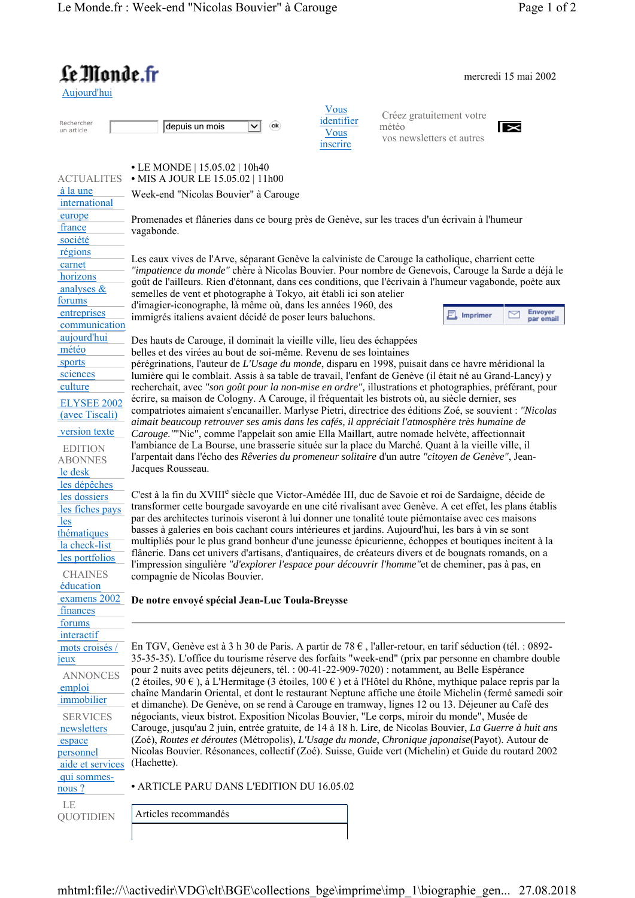**Le Monde.fr**

Aujourd'hui

mercredi 15 mai 2002

Rechercher un article | depuis un mois | ok

Vous identifier
Vous inscrire

Créez gratuitement votre météo
vos newsletters et autres

ACTUALITES
- à la une
- international
- europe
- france
- société
- régions
- carnet
- horizons
- analyses & forums
- entreprises
- communication
- aujourd'hui
- météo
- sports
- sciences
- culture

ELYSEE 2002 (avec Tiscali)

version texte

EDITION ABONNES
- le desk
- les dépêches
- les dossiers
- les fiches pays
- les thématiques
- la check-list
- les portfolios

CHAINES
- éducation
- examens 2002
- finances
- forums
- interactif
- mots croisés / jeux

ANNONCES
- emploi
- immobilier

SERVICES
- newsletters
- espace personnel
- aide et services
- qui sommes-nous ?

LE QUOTIDIEN

• LE MONDE | 15.05.02 | 10h40
• MIS A JOUR LE 15.05.02 | 11h00

# Week-end "Nicolas Bouvier" à Carouge

Promenades et flâneries dans ce bourg près de Genève, sur les traces d'un écrivain à l'humeur vagabonde.

Les eaux vives de l'Arve, séparant Genève la calviniste de Carouge la catholique, charrient cette *"impatience du monde"* chère à Nicolas Bouvier. Pour nombre de Genevois, Carouge la Sarde a déjà le goût de l'ailleurs. Rien d'étonnant, dans ces conditions, que l'écrivain à l'humeur vagabonde, poète aux semelles de vent et photographe à Tokyo, ait établi ici son atelier d'imagier-iconographe, là même où, dans les années 1960, des immigrés italiens avaient décidé de poser leurs baluchons.

Imprimer | Envoyer par email

Des hauts de Carouge, il dominait la vieille ville, lieu des échappées belles et des virées au bout de soi-même. Revenu de ses lointaines pérégrinations, l'auteur de *L'Usage du monde*, disparu en 1998, puisait dans ce havre méridional la lumière qui le comblait. Assis à sa table de travail, l'enfant de Genève (il était né au Grand-Lancy) y recherchait, avec *"son goût pour la non-mise en ordre"*, illustrations et photographies, préférant, pour écrire, sa maison de Cologny. A Carouge, il fréquentait les bistrots où, au siècle dernier, ses compatriotes aimaient s'encanailler. Marlyse Pietri, directrice des éditions Zoé, se souvient : *"Nicolas aimait beaucoup retrouver ses amis dans les cafés, il appréciait l'atmosphère très humaine de Carouge."*"Nic", comme l'appelait son amie Ella Maillart, autre nomade helvète, affectionnait l'ambiance de La Bourse, une brasserie située sur la place du Marché. Quant à la vieille ville, il l'arpentait dans l'écho des *Rêveries du promeneur solitaire* d'un autre *"citoyen de Genève"*, Jean-Jacques Rousseau.

C'est à la fin du XVIII[e] siècle que Victor-Amédée III, duc de Savoie et roi de Sardaigne, décide de transformer cette bourgade savoyarde en une cité rivalisant avec Genève. A cet effet, les plans établis par des architectes turinois viseront à lui donner une tonalité toute piémontaise avec ces maisons basses à galeries en bois cachant cours intérieures et jardins. Aujourd'hui, les bars à vin se sont multipliés pour le plus grand bonheur d'une jeunesse épicurienne, échoppes et boutiques incitent à la flânerie. Dans cet univers d'artisans, d'antiquaires, de créateurs divers et de bougnats romands, on a l'impression singulière *"d'explorer l'espace pour découvrir l'homme"*et de cheminer, pas à pas, en compagnie de Nicolas Bouvier.

**De notre envoyé spécial Jean-Luc Toula-Breysse**

---

En TGV, Genève est à 3 h 30 de Paris. A partir de 78 € , l'aller-retour, en tarif séduction (tél. : 0892-35-35-35). L'office du tourisme réserve des forfaits "week-end" (prix par personne en chambre double pour 2 nuits avec petits déjeuners, tél. : 00-41-22-909-7020) : notamment, au Belle Espérance (2 étoiles, 90 € ), à L'Hermitage (3 étoiles, 100 € ) et à l'Hôtel du Rhône, mythique palace repris par la chaîne Mandarin Oriental, et dont le restaurant Neptune affiche une étoile Michelin (fermé samedi soir et dimanche). De Genève, on se rend à Carouge en tramway, lignes 12 ou 13. Déjeuner au Café des négociants, vieux bistrot. Exposition Nicolas Bouvier, "Le corps, miroir du monde", Musée de Carouge, jusqu'au 2 juin, entrée gratuite, de 14 à 18 h. Lire, de Nicolas Bouvier, *La Guerre à huit ans* (Zoé), *Routes et déroutes* (Métropolis), *L'Usage du monde*, *Chronique japonaise*(Payot). Autour de Nicolas Bouvier. Résonances, collectif (Zoé). Suisse, Guide vert (Michelin) et Guide du routard 2002 (Hachette).

• ARTICLE PARU DANS L'EDITION DU 16.05.02

Articles recommandés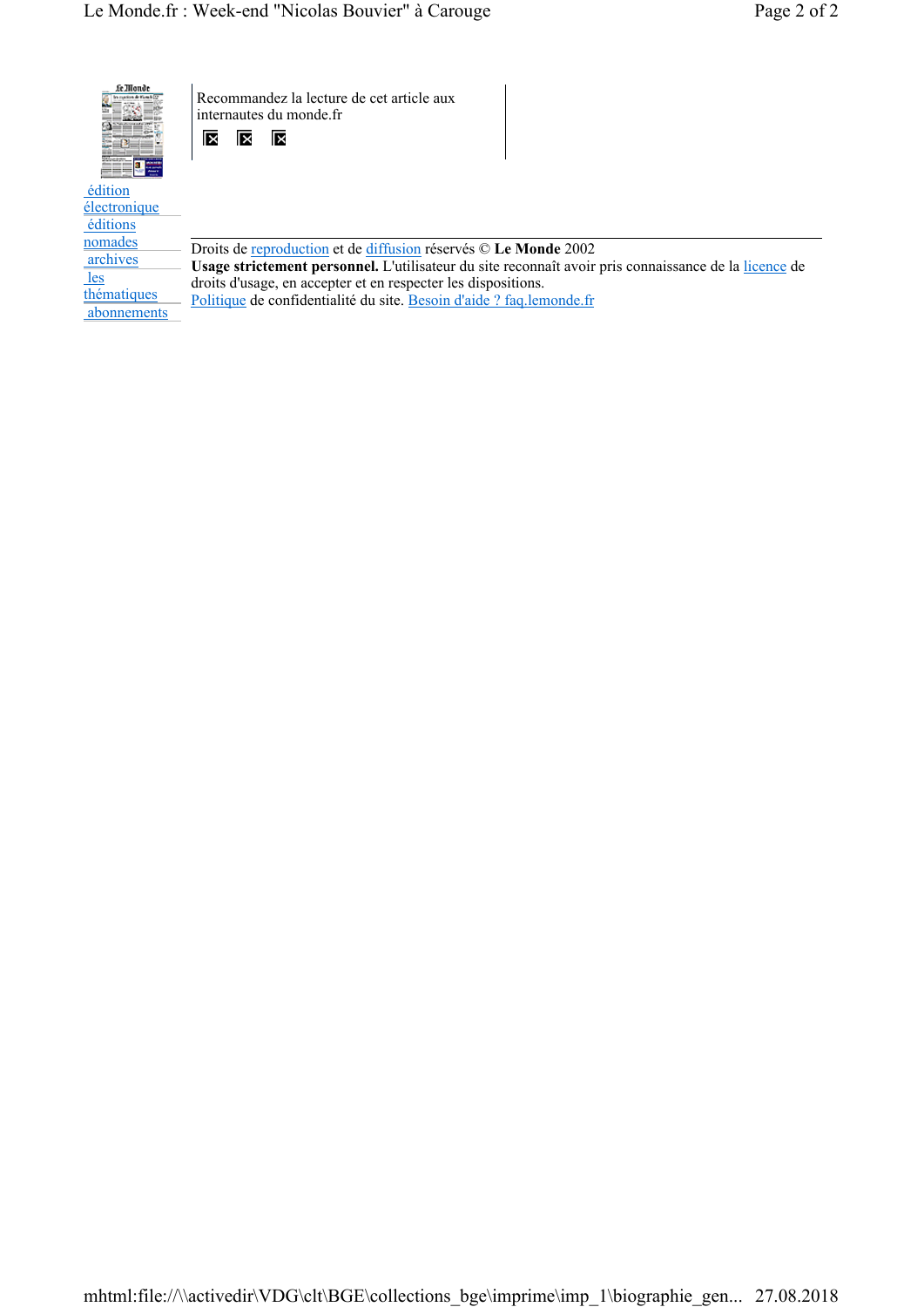édition électronique
éditions nomades
archives
les thématiques
abonnements

Recommandez la lecture de cet article aux internautes du monde.fr

Droits de reproduction et de diffusion réservés © **Le Monde** 2002
**Usage strictement personnel.** L'utilisateur du site reconnaît avoir pris connaissance de la licence de droits d'usage, en accepter et en respecter les dispositions.
Politique de confidentialité du site. Besoin d'aide ? faq.lemonde.fr